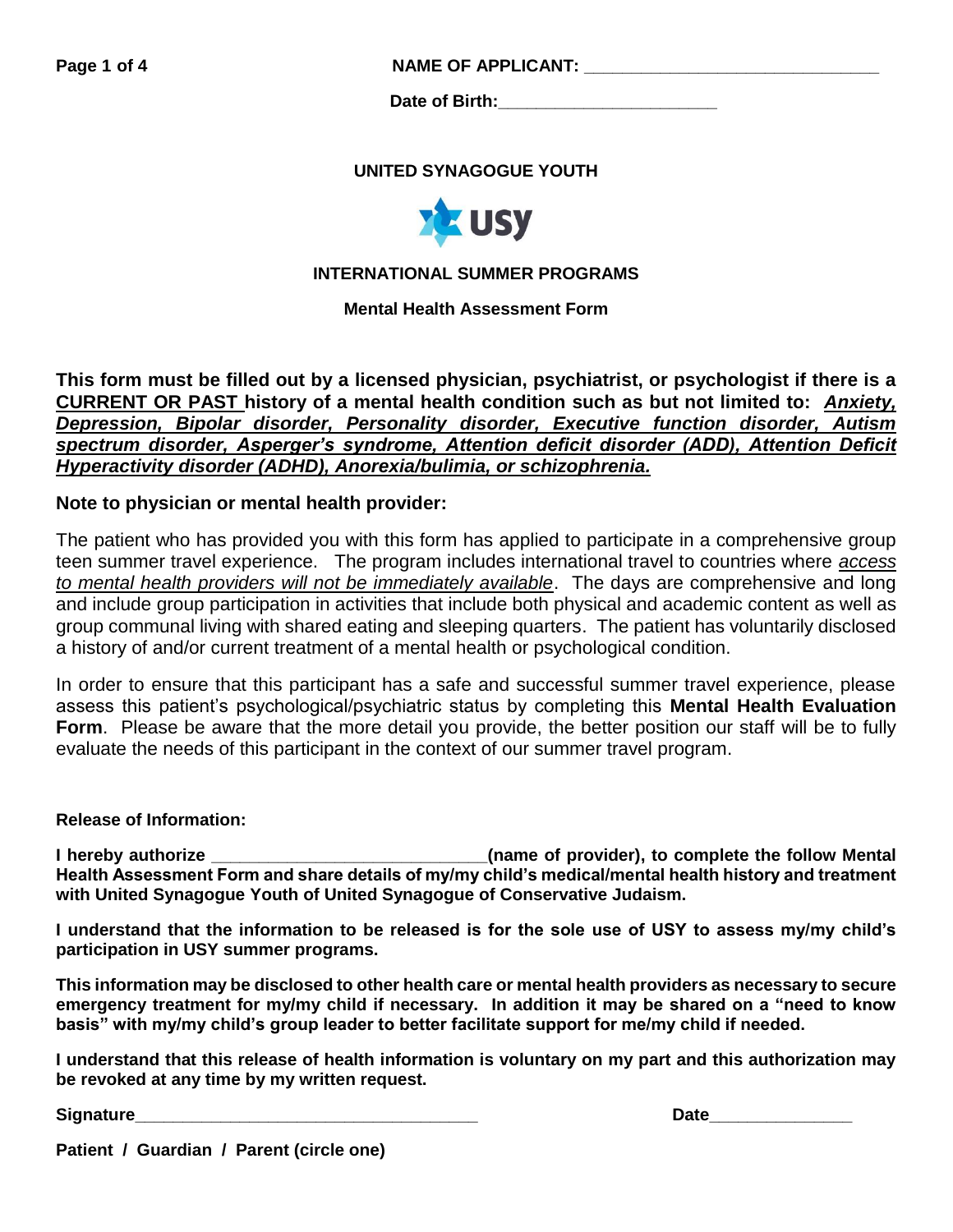NAME OF APPLICANT: ______________________________

Date of Birth: ______________________

**UNITED SYNAGOGUE YOUTH**

**INTERNATIONAL SUMMER PROGRAMS**

**Mental Health Assessment Form**

**This form must be filled out by a licensed physician, psychiatrist, or psychologist if there is a <u>CURRENT OR PAST</u> history of a mental health condition such as but not limited to: *<u>Anxiety, Depression, Bipolar disorder, Personality disorder, Executive function disorder, Autism spectrum disorder, Asperger's syndrome, Attention deficit disorder (ADD), Attention Deficit Hyperactivity disorder (ADHD), Anorexia/bulimia, or schizophrenia.</u>***

**Note to physician or mental health provider:**

The patient who has provided you with this form has applied to participate in a comprehensive group teen summer travel experience. The program includes international travel to countries where *<u>access to mental health providers will not be immediately available</u>*. The days are comprehensive and long and include group participation in activities that include both physical and academic content as well as group communal living with shared eating and sleeping quarters. The patient has voluntarily disclosed a history of and/or current treatment of a mental health or psychological condition.

In order to ensure that this participant has a safe and successful summer travel experience, please assess this patient's psychological/psychiatric status by completing this **Mental Health Evaluation Form**. Please be aware that the more detail you provide, the better position our staff will be to fully evaluate the needs of this participant in the context of our summer travel program.

**Release of Information:**

**I hereby authorize ____________________________(name of provider), to complete the follow Mental Health Assessment Form and share details of my/my child's medical/mental health history and treatment with United Synagogue Youth of United Synagogue of Conservative Judaism.**

**I understand that the information to be released is for the sole use of USY to assess my/my child's participation in USY summer programs.**

**This information may be disclosed to other health care or mental health providers as necessary to secure emergency treatment for my/my child if necessary. In addition it may be shared on a "need to know basis" with my/my child's group leader to better facilitate support for me/my child if needed.**

**I understand that this release of health information is voluntary on my part and this authorization may be revoked at any time by my written request.**

**Signature**____________________________________ **Date**_______________

**Patient / Guardian / Parent (circle one)**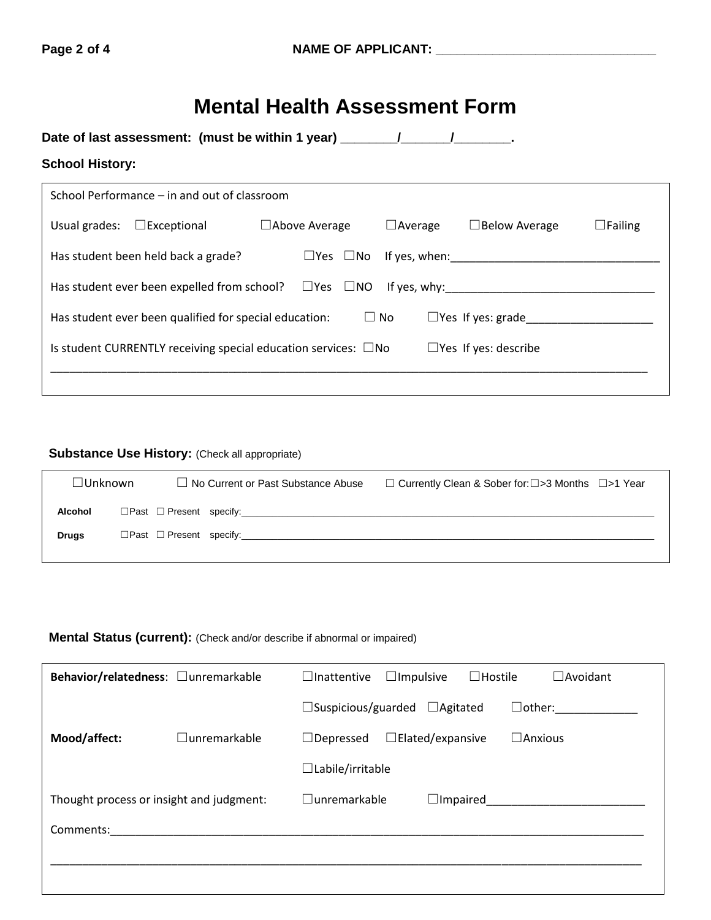NAME OF APPLICANT: ________________________________

# Mental Health Assessment Form

**Date of last assessment: (must be within 1 year) _______/_______/_______.**

**School History:**

School Performance – in and out of classroom

Usual grades: ☐Exceptional ☐Above Average ☐Average ☐Below Average ☐Failing

Has student been held back a grade? ☐Yes ☐No If yes, when:________________________________

Has student ever been expelled from school? ☐Yes ☐NO If yes, why:________________________________

Has student ever been qualified for special education: ☐ No ☐Yes If yes: grade___________________

Is student CURRENTLY receiving special education services: ☐No ☐Yes If yes: describe

______________________________________________________________________________________

**Substance Use History:** (Check all appropriate)

☐Unknown ☐ No Current or Past Substance Abuse ☐ Currently Clean & Sober for: ☐>3 Months ☐>1 Year

**Alcohol** ☐Past ☐ Present specify:______________________________________________________________

**Drugs** ☐Past ☐ Present specify:______________________________________________________________

**Mental Status (current):** (Check and/or describe if abnormal or impaired)

**Behavior/relatedness**: ☐unremarkable ☐Inattentive ☐Impulsive ☐Hostile ☐Avoidant ☐Suspicious/guarded ☐Agitated ☐other:____________

**Mood/affect:** ☐unremarkable ☐Depressed ☐Elated/expansive ☐Anxious ☐Labile/irritable

Thought process or insight and judgment: ☐unremarkable ☐Impaired________________________

Comments:______________________________________________________________________________

______________________________________________________________________________________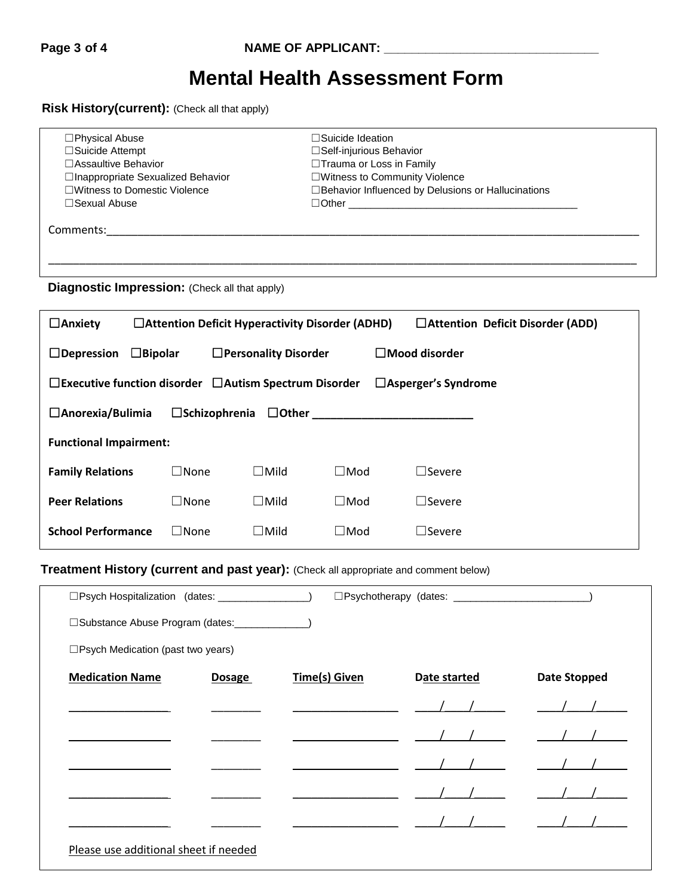NAME OF APPLICANT: ______________________________

# Mental Health Assessment Form

**Risk History(current):** (Check all that apply)

- ☐Physical Abuse
- ☐Suicide Attempt
- ☐Assaultive Behavior
- ☐Inappropriate Sexualized Behavior
- ☐Witness to Domestic Violence
- ☐Sexual Abuse
- ☐Suicide Ideation
- ☐Self-injurious Behavior
- ☐Trauma or Loss in Family
- ☐Witness to Community Violence
- ☐Behavior Influenced by Delusions or Hallucinations
- ☐Other ______________________________________

Comments:___________________________________________________________________________________

___________________________________________________________________________________________

**Diagnostic Impression:** (Check all that apply)

**☐Anxiety** **☐Attention Deficit Hyperactivity Disorder (ADHD)** **☐Attention Deficit Disorder (ADD)**

**☐Depression** **☐Bipolar** **☐Personality Disorder** **☐Mood disorder**

**☐Executive function disorder** **☐Autism Spectrum Disorder** **☐Asperger's Syndrome**

**☐Anorexia/Bulimia** **☐Schizophrenia** **☐Other ________________________**

**Functional Impairment:**

| | | | | |
|---|---|---|---|---|
| **Family Relations** | ☐None | ☐Mild | ☐Mod | ☐Severe |
| **Peer Relations** | ☐None | ☐Mild | ☐Mod | ☐Severe |
| **School Performance** | ☐None | ☐Mild | ☐Mod | ☐Severe |

**Treatment History (current and past year):** (Check all appropriate and comment below)

☐Psych Hospitalization (dates: ________________) ☐Psychotherapy (dates: _______________________)

☐Substance Abuse Program (dates:_____________)

☐Psych Medication (past two years)

| Medication Name | Dosage | Time(s) Given | Date started | Date Stopped |
|---|---|---|---|---|
| ________________ | ________ | ________________ | ____/____/_____ | ____/____/_____ |
| ________________ | ________ | ________________ | ____/____/_____ | ____/____/_____ |
| ________________ | ________ | ________________ | ____/____/_____ | ____/____/_____ |
| ________________ | ________ | ________________ | ____/____/_____ | ____/____/_____ |
| ________________ | ________ | ________________ | ____/____/_____ | ____/____/_____ |

Please use additional sheet if needed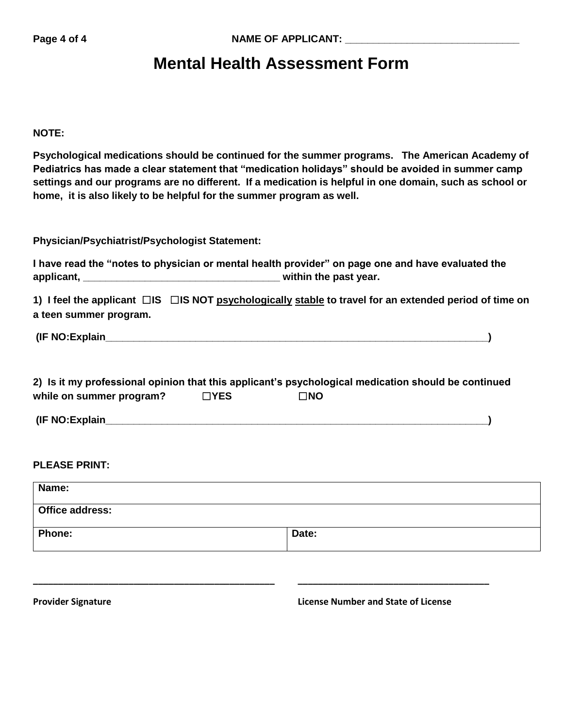NAME OF APPLICANT: _______________________________

# Mental Health Assessment Form

**NOTE:**

**Psychological medications should be continued for the summer programs. The American Academy of Pediatrics has made a clear statement that "medication holidays" should be avoided in summer camp settings and our programs are no different. If a medication is helpful in one domain, such as school or home, it is also likely to be helpful for the summer program as well.**

**Physician/Psychiatrist/Psychologist Statement:**

**I have read the "notes to physician or mental health provider" on page one and have evaluated the applicant, ___________________________________ within the past year.**

**1) I feel the applicant ☐IS ☐IS NOT psychologically stable to travel for an extended period of time on a teen summer program.**

**(IF NO:Explain____________________________________________________________________)**

**2) Is it my professional opinion that this applicant's psychological medication should be continued while on summer program? ☐YES ☐NO**

**(IF NO:Explain____________________________________________________________________)**

**PLEASE PRINT:**

| | |
|---|---|
| **Name:** | |
| **Office address:** | |
| **Phone:** | **Date:** |

_____________________________________________ ___________________________________

**Provider Signature** **License Number and State of License**